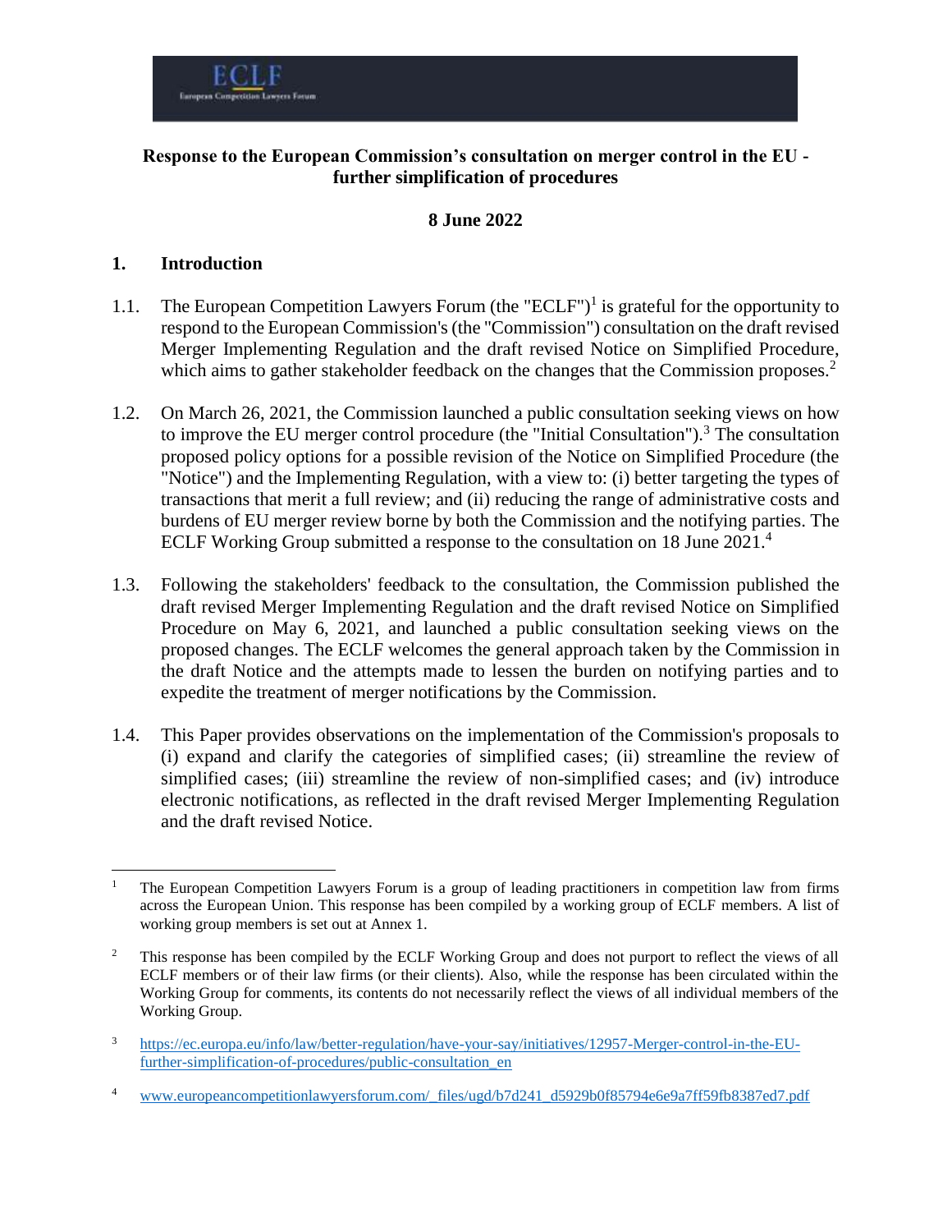**Response to the European Commission's consultation on merger control in the EU - further simplification of procedures**

**8 June 2022**

## 1. Introduction

1.1. The European Competition Lawyers Forum (the "ECLF")[1] is grateful for the opportunity to respond to the European Commission's (the "Commission") consultation on the draft revised Merger Implementing Regulation and the draft revised Notice on Simplified Procedure, which aims to gather stakeholder feedback on the changes that the Commission proposes.[2]

1.2. On March 26, 2021, the Commission launched a public consultation seeking views on how to improve the EU merger control procedure (the "Initial Consultation").[3] The consultation proposed policy options for a possible revision of the Notice on Simplified Procedure (the "Notice") and the Implementing Regulation, with a view to: (i) better targeting the types of transactions that merit a full review; and (ii) reducing the range of administrative costs and burdens of EU merger review borne by both the Commission and the notifying parties. The ECLF Working Group submitted a response to the consultation on 18 June 2021.[4]

1.3. Following the stakeholders' feedback to the consultation, the Commission published the draft revised Merger Implementing Regulation and the draft revised Notice on Simplified Procedure on May 6, 2021, and launched a public consultation seeking views on the proposed changes. The ECLF welcomes the general approach taken by the Commission in the draft Notice and the attempts made to lessen the burden on notifying parties and to expedite the treatment of merger notifications by the Commission.

1.4. This Paper provides observations on the implementation of the Commission's proposals to (i) expand and clarify the categories of simplified cases; (ii) streamline the review of simplified cases; (iii) streamline the review of non-simplified cases; and (iv) introduce electronic notifications, as reflected in the draft revised Merger Implementing Regulation and the draft revised Notice.

---

[1] The European Competition Lawyers Forum is a group of leading practitioners in competition law from firms across the European Union. This response has been compiled by a working group of ECLF members. A list of working group members is set out at Annex 1.

[2] This response has been compiled by the ECLF Working Group and does not purport to reflect the views of all ECLF members or of their law firms (or their clients). Also, while the response has been circulated within the Working Group for comments, its contents do not necessarily reflect the views of all individual members of the Working Group.

[3] https://ec.europa.eu/info/law/better-regulation/have-your-say/initiatives/12957-Merger-control-in-the-EU-further-simplification-of-procedures/public-consultation_en

[4] www.europeancompetitionlawyersforum.com/_files/ugd/b7d241_d5929b0f85794e6e9a7ff59fb8387ed7.pdf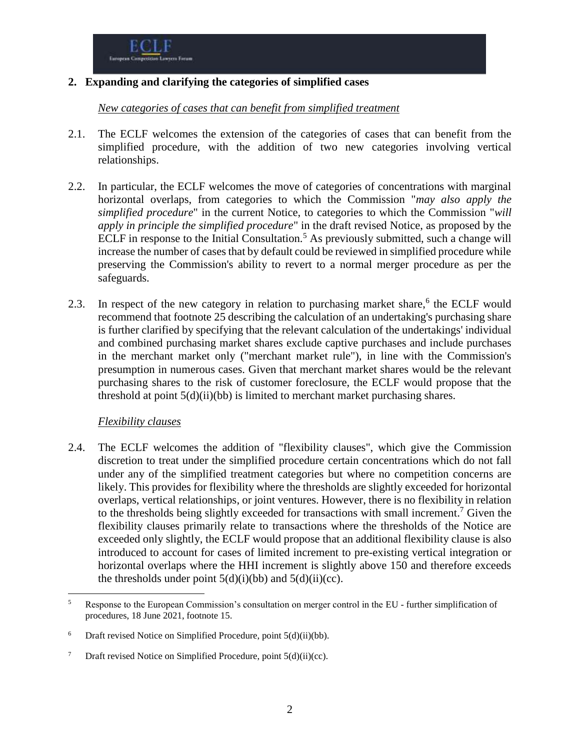## 2. Expanding and clarifying the categories of simplified cases

*New categories of cases that can benefit from simplified treatment*

2.1. The ECLF welcomes the extension of the categories of cases that can benefit from the simplified procedure, with the addition of two new categories involving vertical relationships.

2.2. In particular, the ECLF welcomes the move of categories of concentrations with marginal horizontal overlaps, from categories to which the Commission "*may also apply the simplified procedure*" in the current Notice, to categories to which the Commission "*will apply in principle the simplified procedure*" in the draft revised Notice, as proposed by the ECLF in response to the Initial Consultation.[5] As previously submitted, such a change will increase the number of cases that by default could be reviewed in simplified procedure while preserving the Commission's ability to revert to a normal merger procedure as per the safeguards.

2.3. In respect of the new category in relation to purchasing market share,[6] the ECLF would recommend that footnote 25 describing the calculation of an undertaking's purchasing share is further clarified by specifying that the relevant calculation of the undertakings' individual and combined purchasing market shares exclude captive purchases and include purchases in the merchant market only ("merchant market rule"), in line with the Commission's presumption in numerous cases. Given that merchant market shares would be the relevant purchasing shares to the risk of customer foreclosure, the ECLF would propose that the threshold at point 5(d)(ii)(bb) is limited to merchant market purchasing shares.

*Flexibility clauses*

2.4. The ECLF welcomes the addition of "flexibility clauses", which give the Commission discretion to treat under the simplified procedure certain concentrations which do not fall under any of the simplified treatment categories but where no competition concerns are likely. This provides for flexibility where the thresholds are slightly exceeded for horizontal overlaps, vertical relationships, or joint ventures. However, there is no flexibility in relation to the thresholds being slightly exceeded for transactions with small increment.[7] Given the flexibility clauses primarily relate to transactions where the thresholds of the Notice are exceeded only slightly, the ECLF would propose that an additional flexibility clause is also introduced to account for cases of limited increment to pre-existing vertical integration or horizontal overlaps where the HHI increment is slightly above 150 and therefore exceeds the thresholds under point 5(d)(i)(bb) and 5(d)(ii)(cc).

[5] Response to the European Commission's consultation on merger control in the EU - further simplification of procedures, 18 June 2021, footnote 15.

[6] Draft revised Notice on Simplified Procedure, point 5(d)(ii)(bb).

[7] Draft revised Notice on Simplified Procedure, point 5(d)(ii)(cc).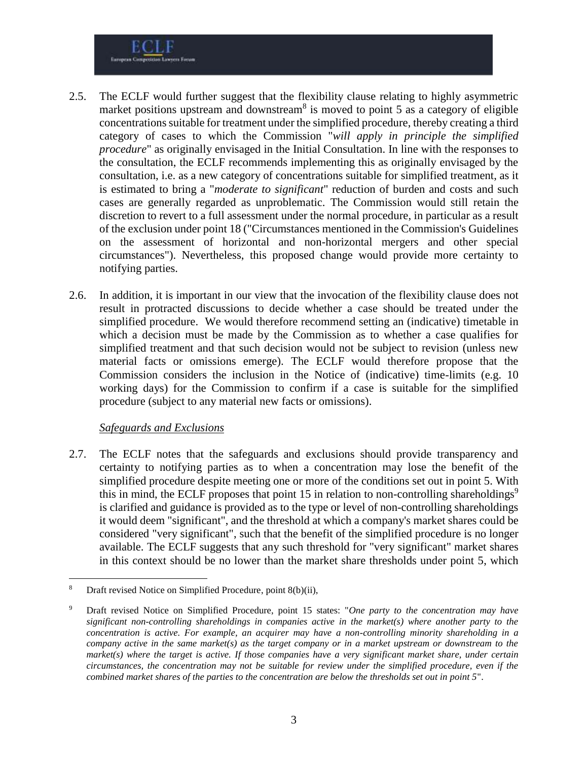2.5. The ECLF would further suggest that the flexibility clause relating to highly asymmetric market positions upstream and downstream[8] is moved to point 5 as a category of eligible concentrations suitable for treatment under the simplified procedure, thereby creating a third category of cases to which the Commission "*will apply in principle the simplified procedure*" as originally envisaged in the Initial Consultation. In line with the responses to the consultation, the ECLF recommends implementing this as originally envisaged by the consultation, i.e. as a new category of concentrations suitable for simplified treatment, as it is estimated to bring a "*moderate to significant*" reduction of burden and costs and such cases are generally regarded as unproblematic. The Commission would still retain the discretion to revert to a full assessment under the normal procedure, in particular as a result of the exclusion under point 18 ("Circumstances mentioned in the Commission's Guidelines on the assessment of horizontal and non-horizontal mergers and other special circumstances"). Nevertheless, this proposed change would provide more certainty to notifying parties.

2.6. In addition, it is important in our view that the invocation of the flexibility clause does not result in protracted discussions to decide whether a case should be treated under the simplified procedure. We would therefore recommend setting an (indicative) timetable in which a decision must be made by the Commission as to whether a case qualifies for simplified treatment and that such decision would not be subject to revision (unless new material facts or omissions emerge). The ECLF would therefore propose that the Commission considers the inclusion in the Notice of (indicative) time-limits (e.g. 10 working days) for the Commission to confirm if a case is suitable for the simplified procedure (subject to any material new facts or omissions).

*Safeguards and Exclusions*

2.7. The ECLF notes that the safeguards and exclusions should provide transparency and certainty to notifying parties as to when a concentration may lose the benefit of the simplified procedure despite meeting one or more of the conditions set out in point 5. With this in mind, the ECLF proposes that point 15 in relation to non-controlling shareholdings[9] is clarified and guidance is provided as to the type or level of non-controlling shareholdings it would deem "significant", and the threshold at which a company's market shares could be considered "very significant", such that the benefit of the simplified procedure is no longer available. The ECLF suggests that any such threshold for "very significant" market shares in this context should be no lower than the market share thresholds under point 5, which

---

[8] Draft revised Notice on Simplified Procedure, point 8(b)(ii),

[9] Draft revised Notice on Simplified Procedure, point 15 states: "*One party to the concentration may have significant non-controlling shareholdings in companies active in the market(s) where another party to the concentration is active. For example, an acquirer may have a non-controlling minority shareholding in a company active in the same market(s) as the target company or in a market upstream or downstream to the market(s) where the target is active. If those companies have a very significant market share, under certain circumstances, the concentration may not be suitable for review under the simplified procedure, even if the combined market shares of the parties to the concentration are below the thresholds set out in point 5*".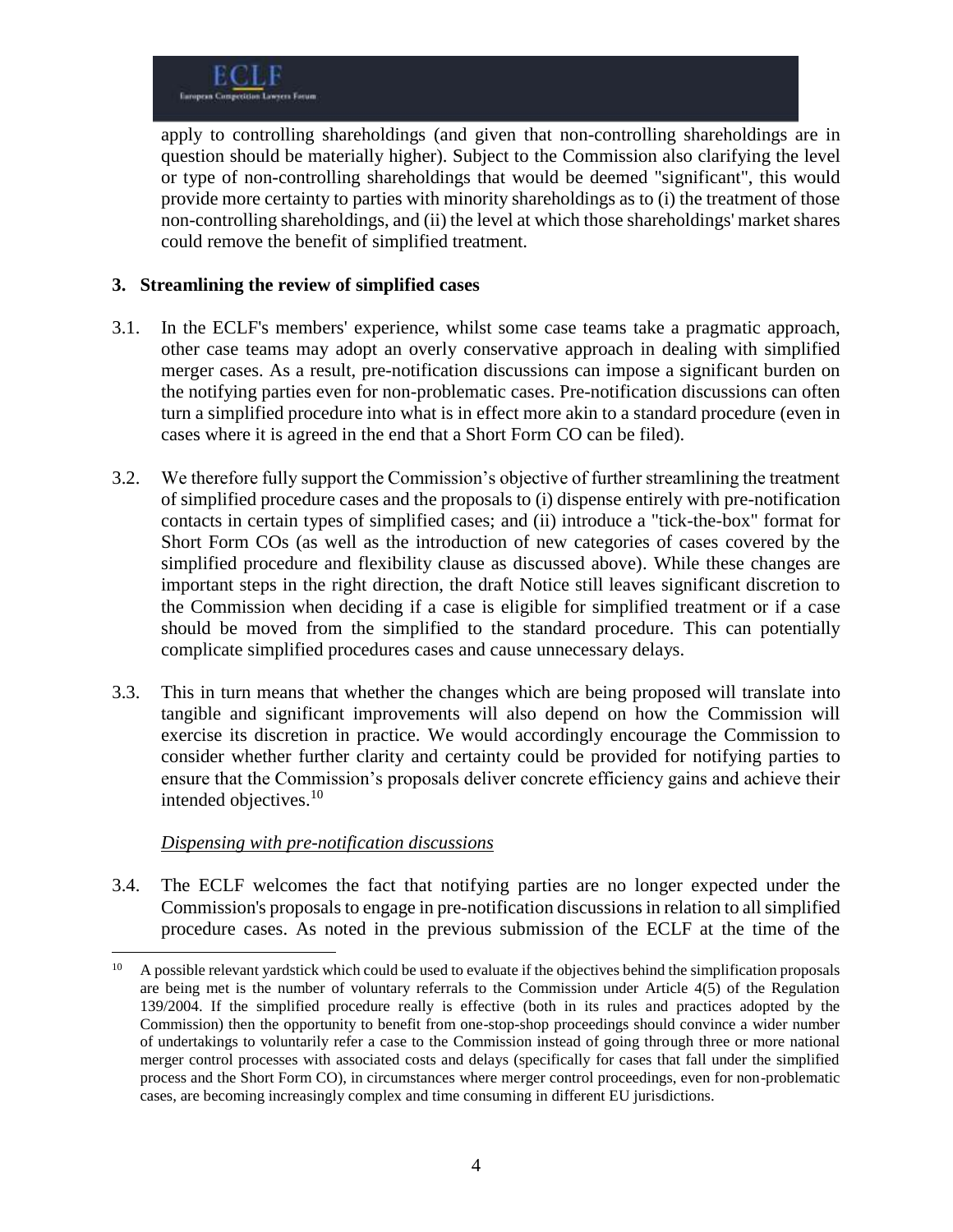apply to controlling shareholdings (and given that non-controlling shareholdings are in question should be materially higher). Subject to the Commission also clarifying the level or type of non-controlling shareholdings that would be deemed "significant", this would provide more certainty to parties with minority shareholdings as to (i) the treatment of those non-controlling shareholdings, and (ii) the level at which those shareholdings' market shares could remove the benefit of simplified treatment.

## 3. Streamlining the review of simplified cases

3.1. In the ECLF's members' experience, whilst some case teams take a pragmatic approach, other case teams may adopt an overly conservative approach in dealing with simplified merger cases. As a result, pre-notification discussions can impose a significant burden on the notifying parties even for non-problematic cases. Pre-notification discussions can often turn a simplified procedure into what is in effect more akin to a standard procedure (even in cases where it is agreed in the end that a Short Form CO can be filed).

3.2. We therefore fully support the Commission's objective of further streamlining the treatment of simplified procedure cases and the proposals to (i) dispense entirely with pre-notification contacts in certain types of simplified cases; and (ii) introduce a "tick-the-box" format for Short Form COs (as well as the introduction of new categories of cases covered by the simplified procedure and flexibility clause as discussed above). While these changes are important steps in the right direction, the draft Notice still leaves significant discretion to the Commission when deciding if a case is eligible for simplified treatment or if a case should be moved from the simplified to the standard procedure. This can potentially complicate simplified procedures cases and cause unnecessary delays.

3.3. This in turn means that whether the changes which are being proposed will translate into tangible and significant improvements will also depend on how the Commission will exercise its discretion in practice. We would accordingly encourage the Commission to consider whether further clarity and certainty could be provided for notifying parties to ensure that the Commission's proposals deliver concrete efficiency gains and achieve their intended objectives.[10]

*Dispensing with pre-notification discussions*

3.4. The ECLF welcomes the fact that notifying parties are no longer expected under the Commission's proposals to engage in pre-notification discussions in relation to all simplified procedure cases. As noted in the previous submission of the ECLF at the time of the

---

[10] A possible relevant yardstick which could be used to evaluate if the objectives behind the simplification proposals are being met is the number of voluntary referrals to the Commission under Article 4(5) of the Regulation 139/2004. If the simplified procedure really is effective (both in its rules and practices adopted by the Commission) then the opportunity to benefit from one-stop-shop proceedings should convince a wider number of undertakings to voluntarily refer a case to the Commission instead of going through three or more national merger control processes with associated costs and delays (specifically for cases that fall under the simplified process and the Short Form CO), in circumstances where merger control proceedings, even for non-problematic cases, are becoming increasingly complex and time consuming in different EU jurisdictions.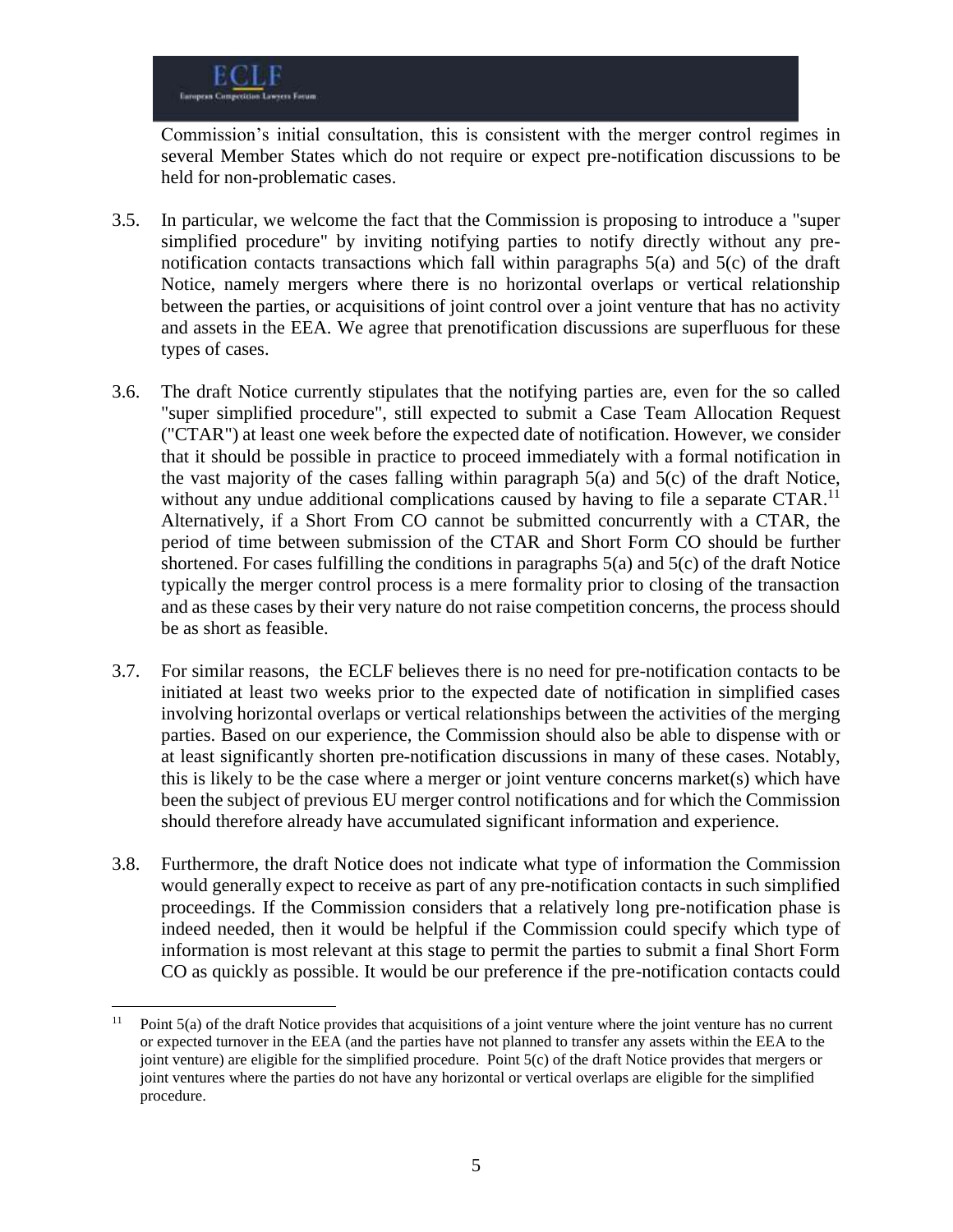Commission's initial consultation, this is consistent with the merger control regimes in several Member States which do not require or expect pre-notification discussions to be held for non-problematic cases.

3.5. In particular, we welcome the fact that the Commission is proposing to introduce a "super simplified procedure" by inviting notifying parties to notify directly without any pre-notification contacts transactions which fall within paragraphs 5(a) and 5(c) of the draft Notice, namely mergers where there is no horizontal overlaps or vertical relationship between the parties, or acquisitions of joint control over a joint venture that has no activity and assets in the EEA. We agree that prenotification discussions are superfluous for these types of cases.

3.6. The draft Notice currently stipulates that the notifying parties are, even for the so called "super simplified procedure", still expected to submit a Case Team Allocation Request ("CTAR") at least one week before the expected date of notification. However, we consider that it should be possible in practice to proceed immediately with a formal notification in the vast majority of the cases falling within paragraph 5(a) and 5(c) of the draft Notice, without any undue additional complications caused by having to file a separate CTAR.[11] Alternatively, if a Short From CO cannot be submitted concurrently with a CTAR, the period of time between submission of the CTAR and Short Form CO should be further shortened. For cases fulfilling the conditions in paragraphs 5(a) and 5(c) of the draft Notice typically the merger control process is a mere formality prior to closing of the transaction and as these cases by their very nature do not raise competition concerns, the process should be as short as feasible.

3.7. For similar reasons, the ECLF believes there is no need for pre-notification contacts to be initiated at least two weeks prior to the expected date of notification in simplified cases involving horizontal overlaps or vertical relationships between the activities of the merging parties. Based on our experience, the Commission should also be able to dispense with or at least significantly shorten pre-notification discussions in many of these cases. Notably, this is likely to be the case where a merger or joint venture concerns market(s) which have been the subject of previous EU merger control notifications and for which the Commission should therefore already have accumulated significant information and experience.

3.8. Furthermore, the draft Notice does not indicate what type of information the Commission would generally expect to receive as part of any pre-notification contacts in such simplified proceedings. If the Commission considers that a relatively long pre-notification phase is indeed needed, then it would be helpful if the Commission could specify which type of information is most relevant at this stage to permit the parties to submit a final Short Form CO as quickly as possible. It would be our preference if the pre-notification contacts could

---

[11] Point 5(a) of the draft Notice provides that acquisitions of a joint venture where the joint venture has no current or expected turnover in the EEA (and the parties have not planned to transfer any assets within the EEA to the joint venture) are eligible for the simplified procedure. Point 5(c) of the draft Notice provides that mergers or joint ventures where the parties do not have any horizontal or vertical overlaps are eligible for the simplified procedure.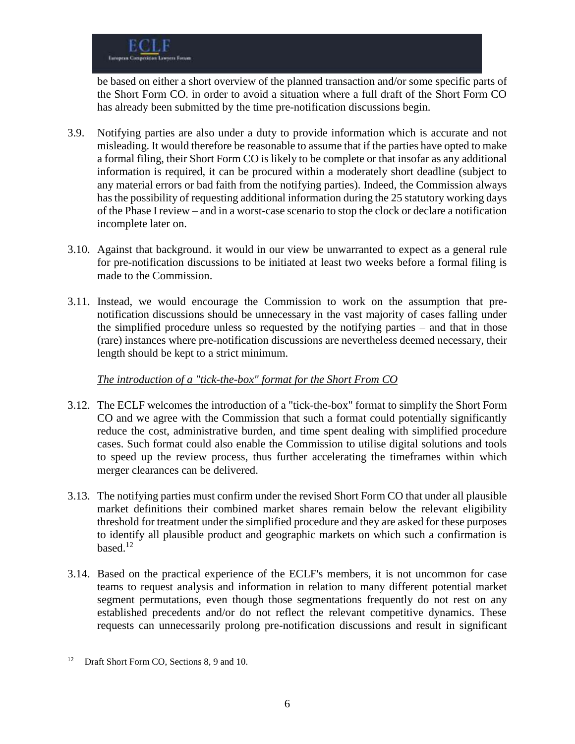be based on either a short overview of the planned transaction and/or some specific parts of the Short Form CO. in order to avoid a situation where a full draft of the Short Form CO has already been submitted by the time pre-notification discussions begin.

3.9. Notifying parties are also under a duty to provide information which is accurate and not misleading. It would therefore be reasonable to assume that if the parties have opted to make a formal filing, their Short Form CO is likely to be complete or that insofar as any additional information is required, it can be procured within a moderately short deadline (subject to any material errors or bad faith from the notifying parties). Indeed, the Commission always has the possibility of requesting additional information during the 25 statutory working days of the Phase I review – and in a worst-case scenario to stop the clock or declare a notification incomplete later on.

3.10. Against that background. it would in our view be unwarranted to expect as a general rule for pre-notification discussions to be initiated at least two weeks before a formal filing is made to the Commission.

3.11. Instead, we would encourage the Commission to work on the assumption that pre-notification discussions should be unnecessary in the vast majority of cases falling under the simplified procedure unless so requested by the notifying parties – and that in those (rare) instances where pre-notification discussions are nevertheless deemed necessary, their length should be kept to a strict minimum.

*The introduction of a "tick-the-box" format for the Short From CO*

3.12. The ECLF welcomes the introduction of a "tick-the-box" format to simplify the Short Form CO and we agree with the Commission that such a format could potentially significantly reduce the cost, administrative burden, and time spent dealing with simplified procedure cases. Such format could also enable the Commission to utilise digital solutions and tools to speed up the review process, thus further accelerating the timeframes within which merger clearances can be delivered.

3.13. The notifying parties must confirm under the revised Short Form CO that under all plausible market definitions their combined market shares remain below the relevant eligibility threshold for treatment under the simplified procedure and they are asked for these purposes to identify all plausible product and geographic markets on which such a confirmation is based.[12]

3.14. Based on the practical experience of the ECLF's members, it is not uncommon for case teams to request analysis and information in relation to many different potential market segment permutations, even though those segmentations frequently do not rest on any established precedents and/or do not reflect the relevant competitive dynamics. These requests can unnecessarily prolong pre-notification discussions and result in significant

[12] Draft Short Form CO, Sections 8, 9 and 10.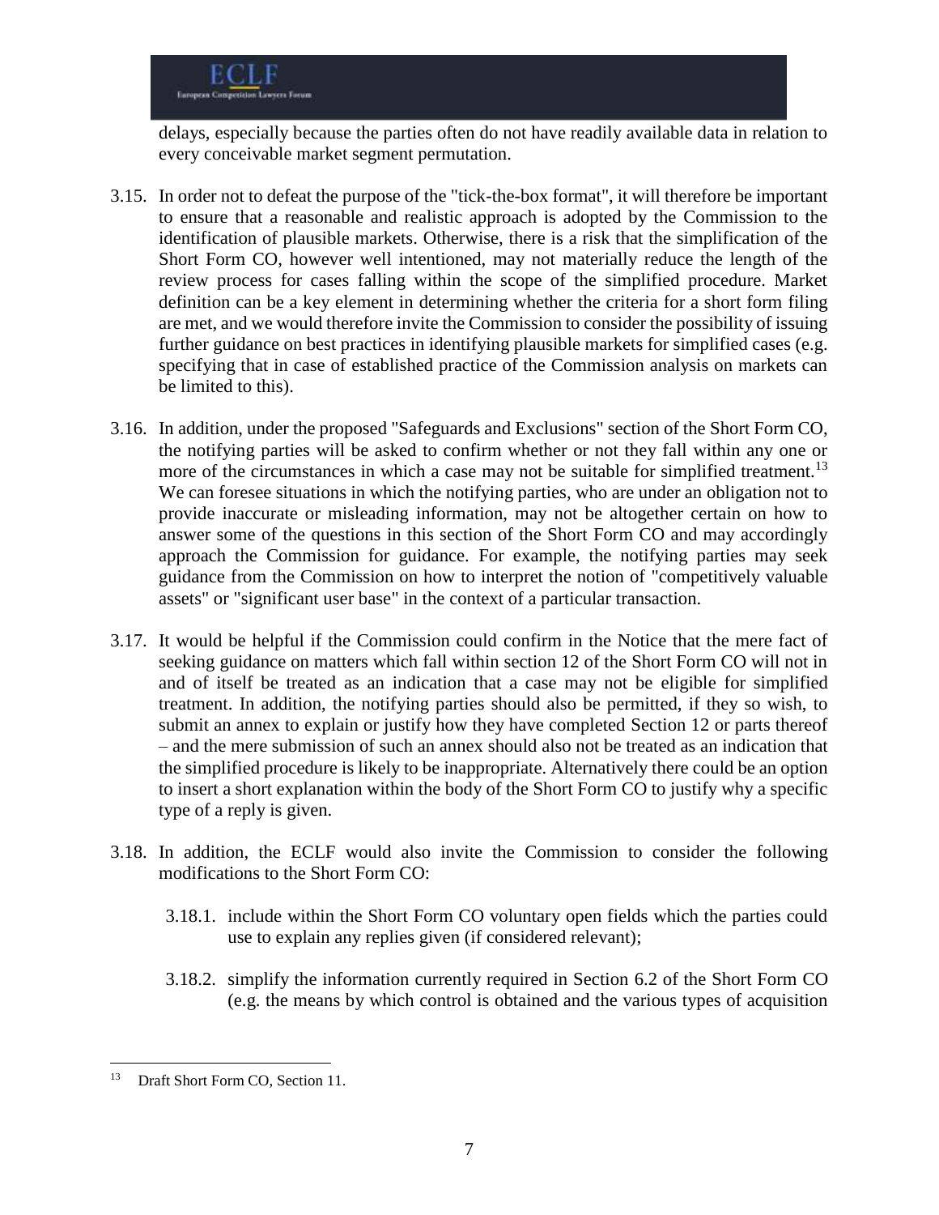delays, especially because the parties often do not have readily available data in relation to every conceivable market segment permutation.

3.15. In order not to defeat the purpose of the "tick-the-box format", it will therefore be important to ensure that a reasonable and realistic approach is adopted by the Commission to the identification of plausible markets. Otherwise, there is a risk that the simplification of the Short Form CO, however well intentioned, may not materially reduce the length of the review process for cases falling within the scope of the simplified procedure. Market definition can be a key element in determining whether the criteria for a short form filing are met, and we would therefore invite the Commission to consider the possibility of issuing further guidance on best practices in identifying plausible markets for simplified cases (e.g. specifying that in case of established practice of the Commission analysis on markets can be limited to this).

3.16. In addition, under the proposed "Safeguards and Exclusions" section of the Short Form CO, the notifying parties will be asked to confirm whether or not they fall within any one or more of the circumstances in which a case may not be suitable for simplified treatment.[13] We can foresee situations in which the notifying parties, who are under an obligation not to provide inaccurate or misleading information, may not be altogether certain on how to answer some of the questions in this section of the Short Form CO and may accordingly approach the Commission for guidance. For example, the notifying parties may seek guidance from the Commission on how to interpret the notion of "competitively valuable assets" or "significant user base" in the context of a particular transaction.

3.17. It would be helpful if the Commission could confirm in the Notice that the mere fact of seeking guidance on matters which fall within section 12 of the Short Form CO will not in and of itself be treated as an indication that a case may not be eligible for simplified treatment. In addition, the notifying parties should also be permitted, if they so wish, to submit an annex to explain or justify how they have completed Section 12 or parts thereof – and the mere submission of such an annex should also not be treated as an indication that the simplified procedure is likely to be inappropriate. Alternatively there could be an option to insert a short explanation within the body of the Short Form CO to justify why a specific type of a reply is given.

3.18. In addition, the ECLF would also invite the Commission to consider the following modifications to the Short Form CO:

3.18.1. include within the Short Form CO voluntary open fields which the parties could use to explain any replies given (if considered relevant);

3.18.2. simplify the information currently required in Section 6.2 of the Short Form CO (e.g. the means by which control is obtained and the various types of acquisition

[13] Draft Short Form CO, Section 11.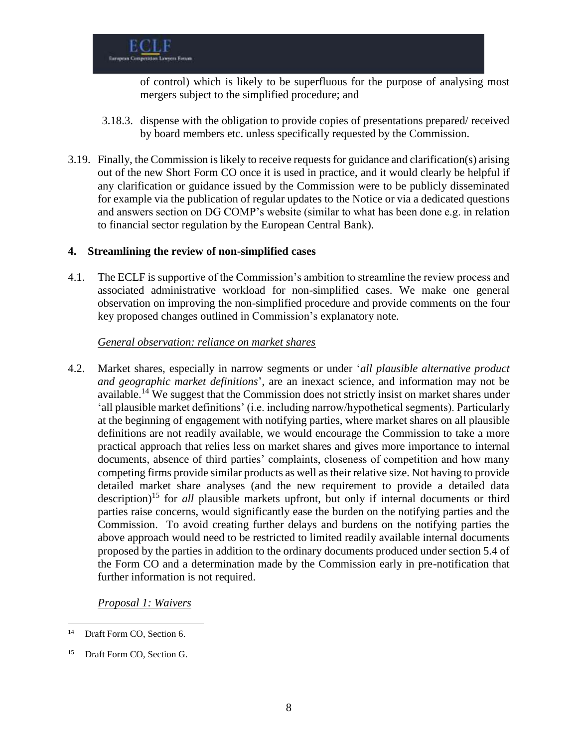of control) which is likely to be superfluous for the purpose of analysing most mergers subject to the simplified procedure; and

3.18.3. dispense with the obligation to provide copies of presentations prepared/ received by board members etc. unless specifically requested by the Commission.

3.19. Finally, the Commission is likely to receive requests for guidance and clarification(s) arising out of the new Short Form CO once it is used in practice, and it would clearly be helpful if any clarification or guidance issued by the Commission were to be publicly disseminated for example via the publication of regular updates to the Notice or via a dedicated questions and answers section on DG COMP's website (similar to what has been done e.g. in relation to financial sector regulation by the European Central Bank).

## 4. Streamlining the review of non-simplified cases

4.1. The ECLF is supportive of the Commission's ambition to streamline the review process and associated administrative workload for non-simplified cases. We make one general observation on improving the non-simplified procedure and provide comments on the four key proposed changes outlined in Commission's explanatory note.

*General observation: reliance on market shares*

4.2. Market shares, especially in narrow segments or under '*all plausible alternative product and geographic market definitions*', are an inexact science, and information may not be available.[14] We suggest that the Commission does not strictly insist on market shares under 'all plausible market definitions' (i.e. including narrow/hypothetical segments). Particularly at the beginning of engagement with notifying parties, where market shares on all plausible definitions are not readily available, we would encourage the Commission to take a more practical approach that relies less on market shares and gives more importance to internal documents, absence of third parties' complaints, closeness of competition and how many competing firms provide similar products as well as their relative size. Not having to provide detailed market share analyses (and the new requirement to provide a detailed data description)[15] for *all* plausible markets upfront, but only if internal documents or third parties raise concerns, would significantly ease the burden on the notifying parties and the Commission. To avoid creating further delays and burdens on the notifying parties the above approach would need to be restricted to limited readily available internal documents proposed by the parties in addition to the ordinary documents produced under section 5.4 of the Form CO and a determination made by the Commission early in pre-notification that further information is not required.

*Proposal 1: Waivers*

---

[14] Draft Form CO, Section 6.

[15] Draft Form CO, Section G.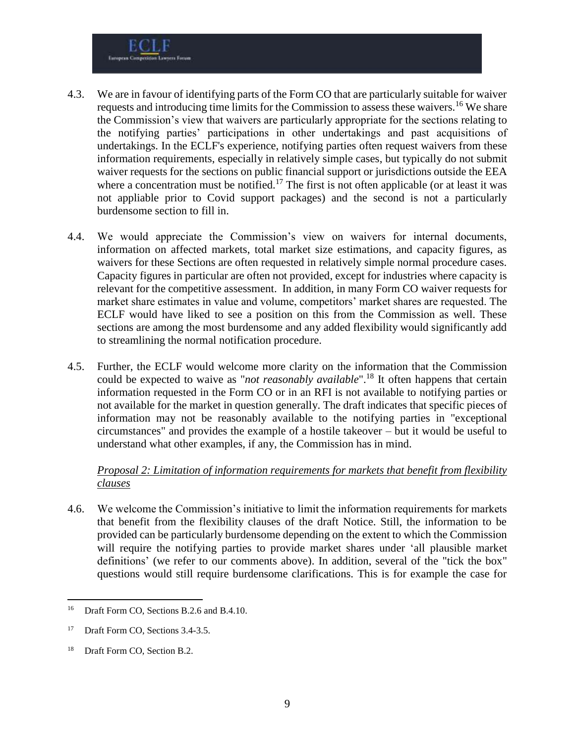4.3. We are in favour of identifying parts of the Form CO that are particularly suitable for waiver requests and introducing time limits for the Commission to assess these waivers.[16] We share the Commission's view that waivers are particularly appropriate for the sections relating to the notifying parties' participations in other undertakings and past acquisitions of undertakings. In the ECLF's experience, notifying parties often request waivers from these information requirements, especially in relatively simple cases, but typically do not submit waiver requests for the sections on public financial support or jurisdictions outside the EEA where a concentration must be notified.[17] The first is not often applicable (or at least it was not appliable prior to Covid support packages) and the second is not a particularly burdensome section to fill in.

4.4. We would appreciate the Commission's view on waivers for internal documents, information on affected markets, total market size estimations, and capacity figures, as waivers for these Sections are often requested in relatively simple normal procedure cases. Capacity figures in particular are often not provided, except for industries where capacity is relevant for the competitive assessment. In addition, in many Form CO waiver requests for market share estimates in value and volume, competitors' market shares are requested. The ECLF would have liked to see a position on this from the Commission as well. These sections are among the most burdensome and any added flexibility would significantly add to streamlining the normal notification procedure.

4.5. Further, the ECLF would welcome more clarity on the information that the Commission could be expected to waive as "*not reasonably available*".[18] It often happens that certain information requested in the Form CO or in an RFI is not available to notifying parties or not available for the market in question generally. The draft indicates that specific pieces of information may not be reasonably available to the notifying parties in "exceptional circumstances" and provides the example of a hostile takeover – but it would be useful to understand what other examples, if any, the Commission has in mind.

*Proposal 2: Limitation of information requirements for markets that benefit from flexibility clauses*

4.6. We welcome the Commission's initiative to limit the information requirements for markets that benefit from the flexibility clauses of the draft Notice. Still, the information to be provided can be particularly burdensome depending on the extent to which the Commission will require the notifying parties to provide market shares under 'all plausible market definitions' (we refer to our comments above). In addition, several of the "tick the box" questions would still require burdensome clarifications. This is for example the case for

[16] Draft Form CO, Sections B.2.6 and B.4.10.

[17] Draft Form CO, Sections 3.4-3.5.

[18] Draft Form CO, Section B.2.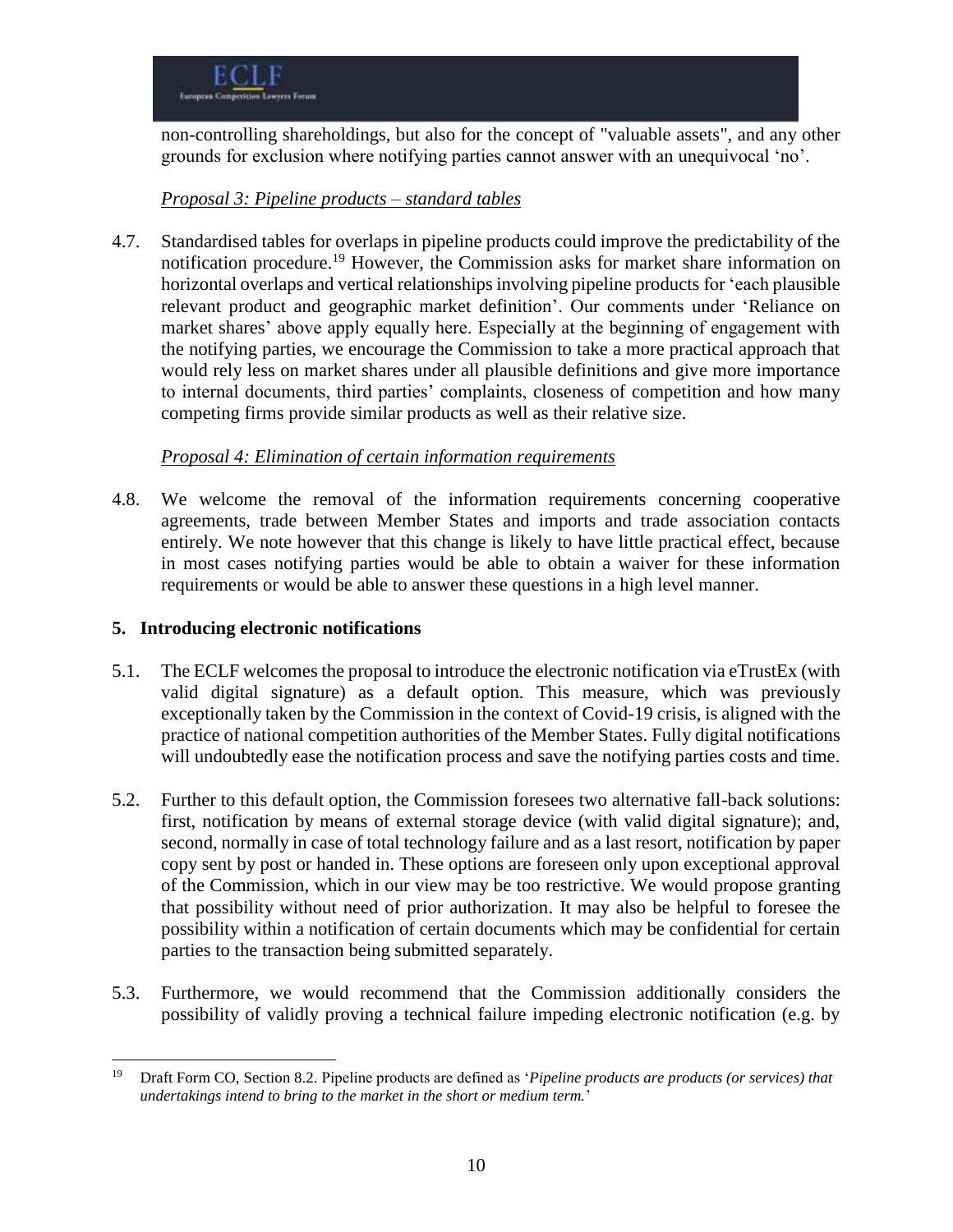non-controlling shareholdings, but also for the concept of "valuable assets", and any other grounds for exclusion where notifying parties cannot answer with an unequivocal 'no'.

*Proposal 3: Pipeline products – standard tables*

4.7. Standardised tables for overlaps in pipeline products could improve the predictability of the notification procedure.[19] However, the Commission asks for market share information on horizontal overlaps and vertical relationships involving pipeline products for 'each plausible relevant product and geographic market definition'. Our comments under 'Reliance on market shares' above apply equally here. Especially at the beginning of engagement with the notifying parties, we encourage the Commission to take a more practical approach that would rely less on market shares under all plausible definitions and give more importance to internal documents, third parties' complaints, closeness of competition and how many competing firms provide similar products as well as their relative size.

*Proposal 4: Elimination of certain information requirements*

4.8. We welcome the removal of the information requirements concerning cooperative agreements, trade between Member States and imports and trade association contacts entirely. We note however that this change is likely to have little practical effect, because in most cases notifying parties would be able to obtain a waiver for these information requirements or would be able to answer these questions in a high level manner.

## 5. Introducing electronic notifications

5.1. The ECLF welcomes the proposal to introduce the electronic notification via eTrustEx (with valid digital signature) as a default option. This measure, which was previously exceptionally taken by the Commission in the context of Covid-19 crisis, is aligned with the practice of national competition authorities of the Member States. Fully digital notifications will undoubtedly ease the notification process and save the notifying parties costs and time.

5.2. Further to this default option, the Commission foresees two alternative fall-back solutions: first, notification by means of external storage device (with valid digital signature); and, second, normally in case of total technology failure and as a last resort, notification by paper copy sent by post or handed in. These options are foreseen only upon exceptional approval of the Commission, which in our view may be too restrictive. We would propose granting that possibility without need of prior authorization. It may also be helpful to foresee the possibility within a notification of certain documents which may be confidential for certain parties to the transaction being submitted separately.

5.3. Furthermore, we would recommend that the Commission additionally considers the possibility of validly proving a technical failure impeding electronic notification (e.g. by

[19] Draft Form CO, Section 8.2. Pipeline products are defined as '*Pipeline products are products (or services) that undertakings intend to bring to the market in the short or medium term.*'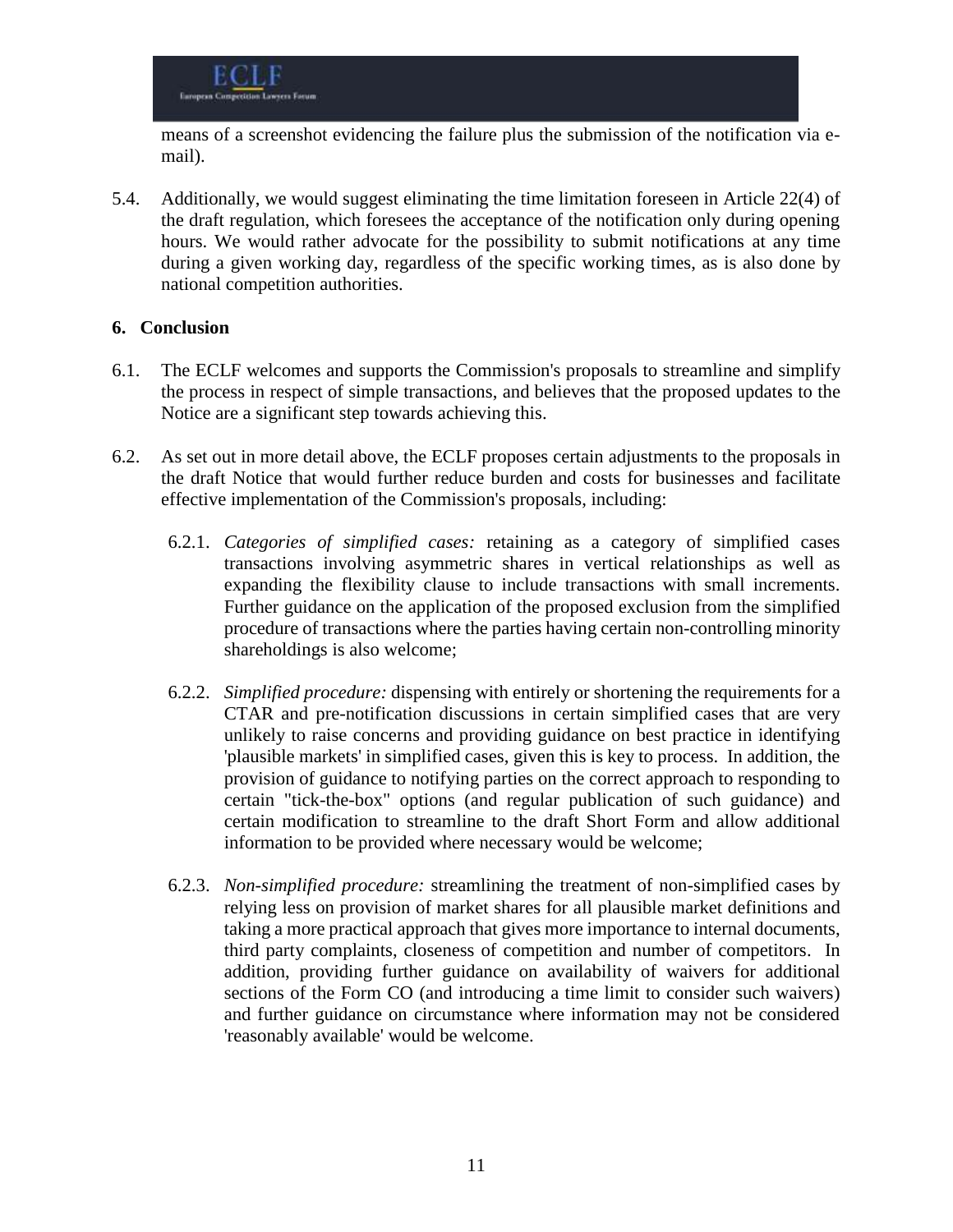means of a screenshot evidencing the failure plus the submission of the notification via e-mail).

5.4. Additionally, we would suggest eliminating the time limitation foreseen in Article 22(4) of the draft regulation, which foresees the acceptance of the notification only during opening hours. We would rather advocate for the possibility to submit notifications at any time during a given working day, regardless of the specific working times, as is also done by national competition authorities.

## 6. Conclusion

6.1. The ECLF welcomes and supports the Commission's proposals to streamline and simplify the process in respect of simple transactions, and believes that the proposed updates to the Notice are a significant step towards achieving this.

6.2. As set out in more detail above, the ECLF proposes certain adjustments to the proposals in the draft Notice that would further reduce burden and costs for businesses and facilitate effective implementation of the Commission's proposals, including:

6.2.1. *Categories of simplified cases:* retaining as a category of simplified cases transactions involving asymmetric shares in vertical relationships as well as expanding the flexibility clause to include transactions with small increments. Further guidance on the application of the proposed exclusion from the simplified procedure of transactions where the parties having certain non-controlling minority shareholdings is also welcome;

6.2.2. *Simplified procedure:* dispensing with entirely or shortening the requirements for a CTAR and pre-notification discussions in certain simplified cases that are very unlikely to raise concerns and providing guidance on best practice in identifying 'plausible markets' in simplified cases, given this is key to process. In addition, the provision of guidance to notifying parties on the correct approach to responding to certain "tick-the-box" options (and regular publication of such guidance) and certain modification to streamline to the draft Short Form and allow additional information to be provided where necessary would be welcome;

6.2.3. *Non-simplified procedure:* streamlining the treatment of non-simplified cases by relying less on provision of market shares for all plausible market definitions and taking a more practical approach that gives more importance to internal documents, third party complaints, closeness of competition and number of competitors. In addition, providing further guidance on availability of waivers for additional sections of the Form CO (and introducing a time limit to consider such waivers) and further guidance on circumstance where information may not be considered 'reasonably available' would be welcome.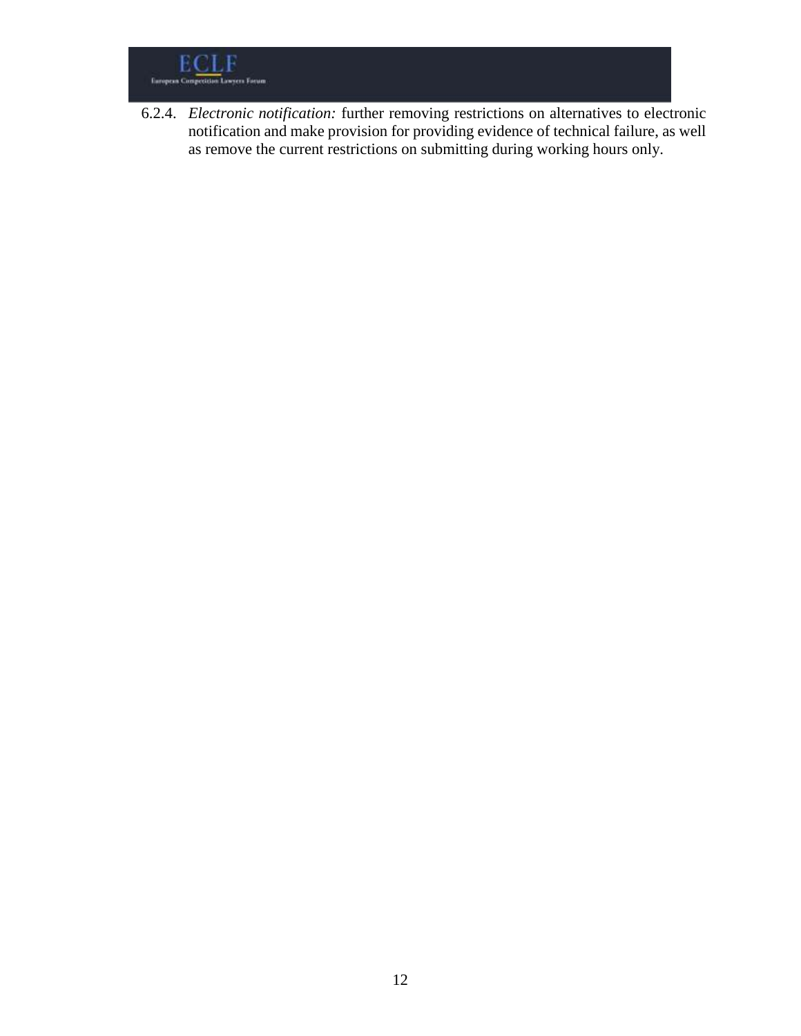6.2.4. *Electronic notification:* further removing restrictions on alternatives to electronic notification and make provision for providing evidence of technical failure, as well as remove the current restrictions on submitting during working hours only.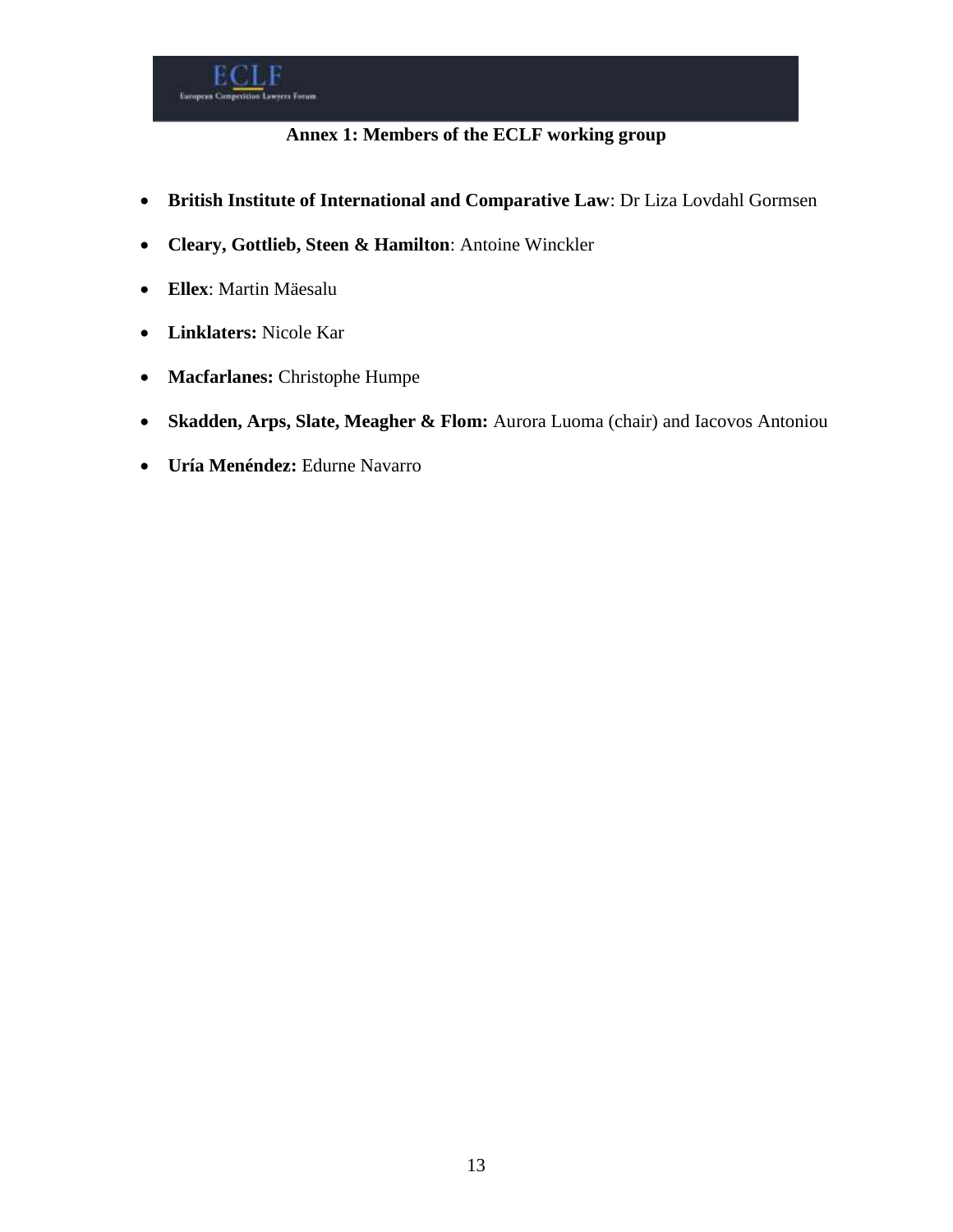## Annex 1: Members of the ECLF working group

- **British Institute of International and Comparative Law**: Dr Liza Lovdahl Gormsen
- **Cleary, Gottlieb, Steen & Hamilton**: Antoine Winckler
- **Ellex**: Martin Mäesalu
- **Linklaters:** Nicole Kar
- **Macfarlanes:** Christophe Humpe
- **Skadden, Arps, Slate, Meagher & Flom:** Aurora Luoma (chair) and Iacovos Antoniou
- **Uría Menéndez:** Edurne Navarro